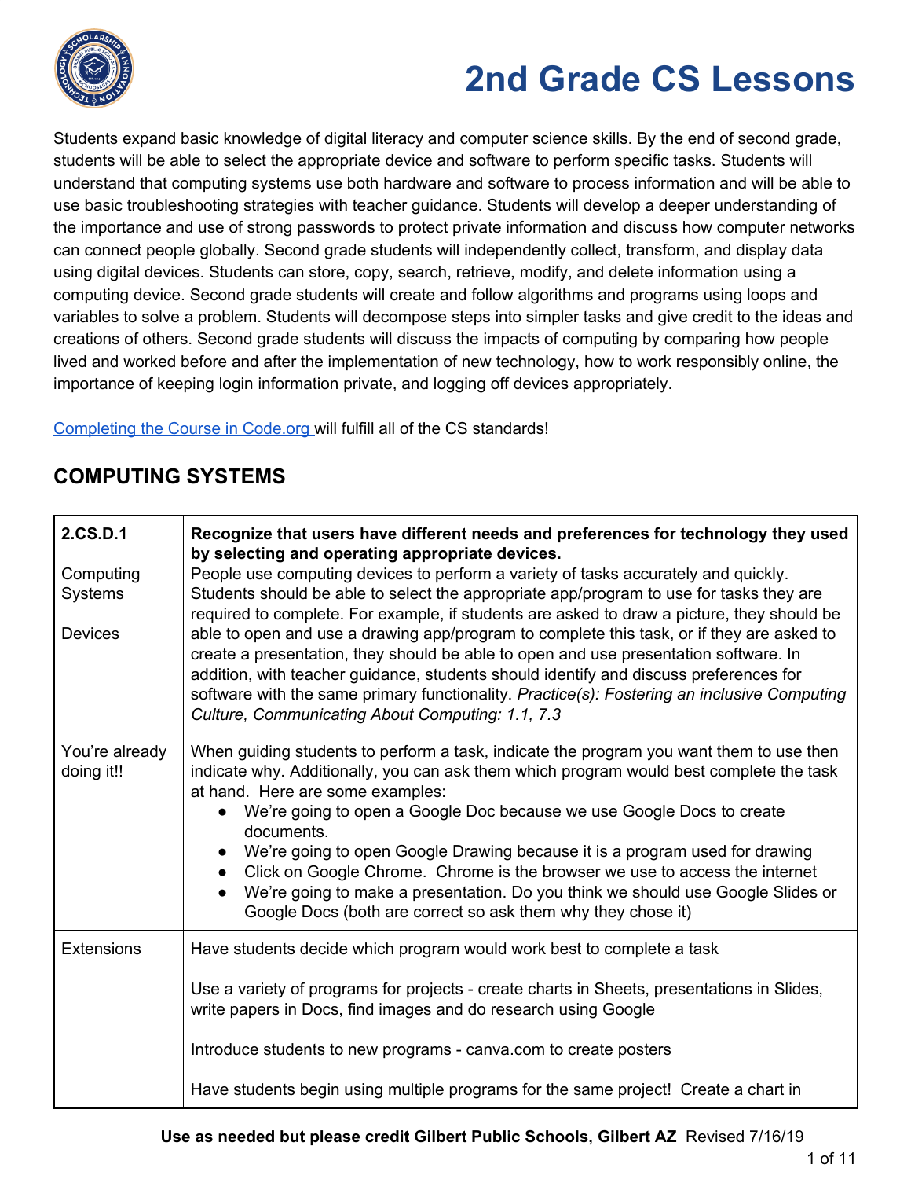# 2nd Grade CS Lessons

Students expand basic knowledge of digital literacy and computer science skills. By the end of second grade, students will be able to select the appropriate device and software to perform specific tasks. Students will understand that computing systems use both hardware and software to process information and will be able to use basic troubleshooting strategies with teacher guidance. Students will develop a deeper understanding of the importance and use of strong passwords to protect private information and discuss how computer networks can connect people globally. Second grade students will independently collect, transform, and display data using digital devices. Students can store, copy, search, retrieve, modify, and delete information using a computing device. Second grade students will create and follow algorithms and programs using loops and variables to solve a problem. Students will decompose steps into simpler tasks and give credit to the ideas and creations of others. Second grade students will discuss the impacts of computing by comparing how people lived and worked before and after the implementation of new technology, how to work responsibly online, the importance of keeping login information private, and logging off devices appropriately.

Completing the Course in Code.org will fulfill all of the CS standards!

## COMPUTING SYSTEMS

| 2.CS.D.1<br><br>Computing Systems<br><br>Devices | **Recognize that users have different needs and preferences for technology they used by selecting and operating appropriate devices.**<br>People use computing devices to perform a variety of tasks accurately and quickly. Students should be able to select the appropriate app/program to use for tasks they are required to complete. For example, if students are asked to draw a picture, they should be able to open and use a drawing app/program to complete this task, or if they are asked to create a presentation, they should be able to open and use presentation software. In addition, with teacher guidance, students should identify and discuss preferences for software with the same primary functionality. *Practice(s): Fostering an inclusive Computing Culture, Communicating About Computing: 1.1, 7.3* |
|---|---|
| You're already doing it!! | When guiding students to perform a task, indicate the program you want them to use then indicate why. Additionally, you can ask them which program would best complete the task at hand. Here are some examples:<br>● We're going to open a Google Doc because we use Google Docs to create documents.<br>● We're going to open Google Drawing because it is a program used for drawing<br>● Click on Google Chrome. Chrome is the browser we use to access the internet<br>● We're going to make a presentation. Do you think we should use Google Slides or Google Docs (both are correct so ask them why they chose it) |
| Extensions | Have students decide which program would work best to complete a task<br><br>Use a variety of programs for projects - create charts in Sheets, presentations in Slides, write papers in Docs, find images and do research using Google<br><br>Introduce students to new programs - canva.com to create posters<br><br>Have students begin using multiple programs for the same project! Create a chart in |

**Use as needed but please credit Gilbert Public Schools, Gilbert AZ** Revised 7/16/19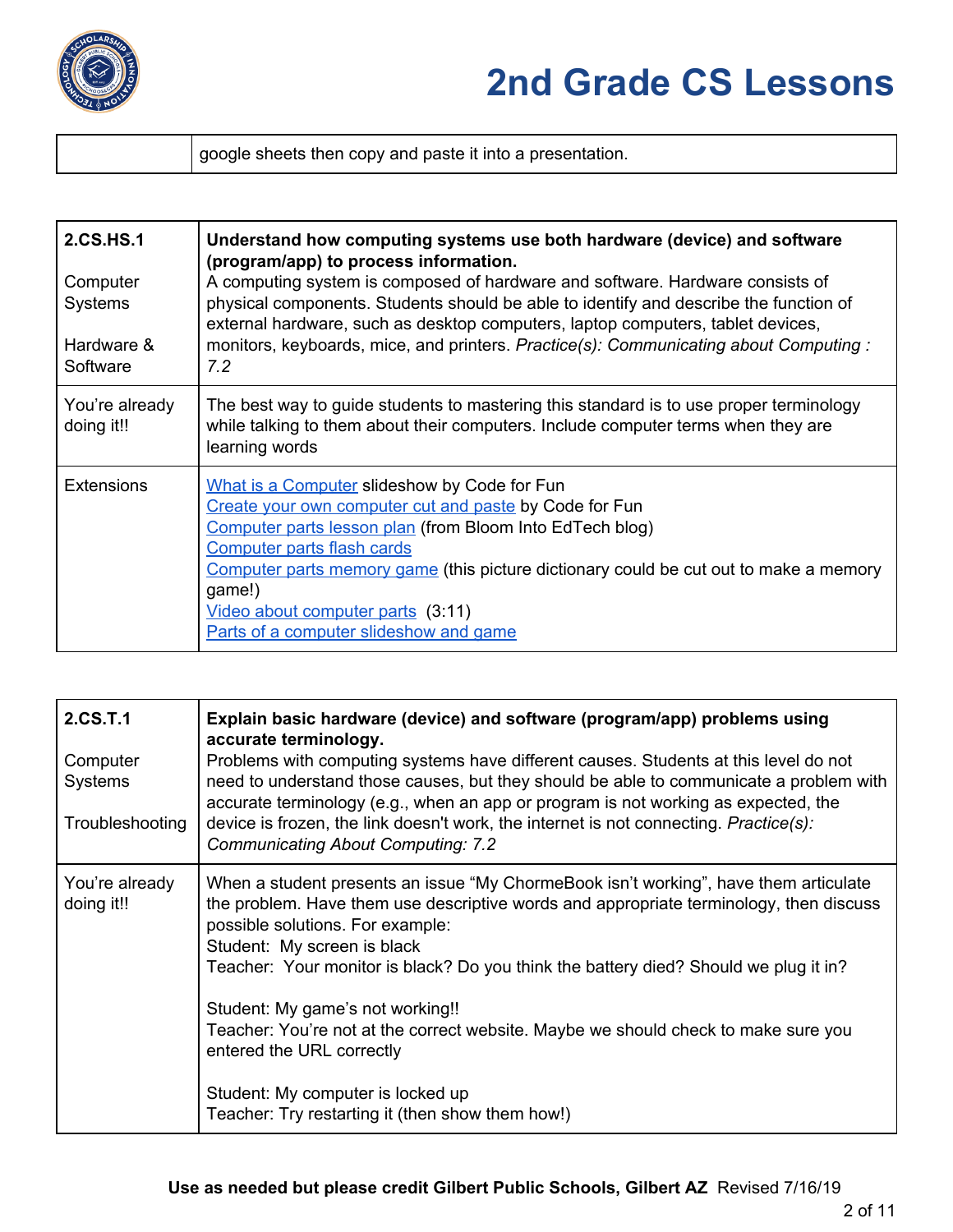| | google sheets then copy and paste it into a presentation. |
|---|---|

| 2.CS.HS.1<br><br>Computer Systems<br><br>Hardware & Software | **Understand how computing systems use both hardware (device) and software (program/app) to process information.**<br>A computing system is composed of hardware and software. Hardware consists of physical components. Students should be able to identify and describe the function of external hardware, such as desktop computers, laptop computers, tablet devices, monitors, keyboards, mice, and printers. *Practice(s): Communicating about Computing : 7.2* |
|---|---|
| You're already doing it!! | The best way to guide students to mastering this standard is to use proper terminology while talking to them about their computers. Include computer terms when they are learning words |
| Extensions | What is a Computer slideshow by Code for Fun<br>Create your own computer cut and paste by Code for Fun<br>Computer parts lesson plan (from Bloom Into EdTech blog)<br>Computer parts flash cards<br>Computer parts memory game (this picture dictionary could be cut out to make a memory game!)<br>Video about computer parts (3:11)<br>Parts of a computer slideshow and game |

| 2.CS.T.1<br><br>Computer Systems<br><br>Troubleshooting | **Explain basic hardware (device) and software (program/app) problems using accurate terminology.**<br>Problems with computing systems have different causes. Students at this level do not need to understand those causes, but they should be able to communicate a problem with accurate terminology (e.g., when an app or program is not working as expected, the device is frozen, the link doesn't work, the internet is not connecting. *Practice(s): Communicating About Computing: 7.2* |
|---|---|
| You're already doing it!! | When a student presents an issue "My ChormeBook isn't working", have them articulate the problem. Have them use descriptive words and appropriate terminology, then discuss possible solutions. For example:<br>Student: My screen is black<br>Teacher: Your monitor is black? Do you think the battery died? Should we plug it in?<br><br>Student: My game's not working!!<br>Teacher: You're not at the correct website. Maybe we should check to make sure you entered the URL correctly<br><br>Student: My computer is locked up<br>Teacher: Try restarting it (then show them how!) |

**Use as needed but please credit Gilbert Public Schools, Gilbert AZ** Revised 7/16/19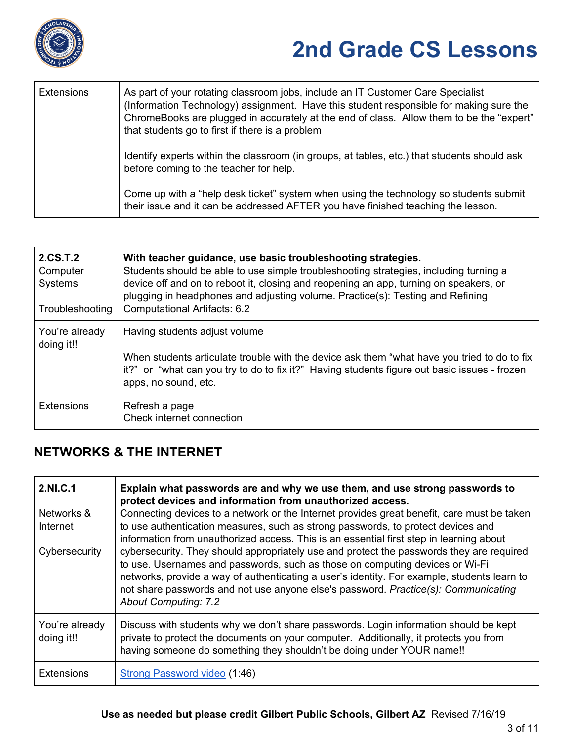| Extensions | As part of your rotating classroom jobs, include an IT Customer Care Specialist (Information Technology) assignment. Have this student responsible for making sure the ChromeBooks are plugged in accurately at the end of class. Allow them to be the "expert" that students go to first if there is a problem<br><br>Identify experts within the classroom (in groups, at tables, etc.) that students should ask before coming to the teacher for help.<br><br>Come up with a "help desk ticket" system when using the technology so students submit their issue and it can be addressed AFTER you have finished teaching the lesson. |
|---|---|

| **2.CS.T.2**<br>Computer Systems<br><br>Troubleshooting | **With teacher guidance, use basic troubleshooting strategies.**<br>Students should be able to use simple troubleshooting strategies, including turning a device off and on to reboot it, closing and reopening an app, turning on speakers, or plugging in headphones and adjusting volume. Practice(s): Testing and Refining Computational Artifacts: 6.2 |
|---|---|
| You're already doing it!! | Having students adjust volume<br><br>When students articulate trouble with the device ask them "what have you tried to do to fix it?" or "what can you try to do to fix it?" Having students figure out basic issues - frozen apps, no sound, etc. |
| Extensions | Refresh a page<br>Check internet connection |

## NETWORKS & THE INTERNET

| **2.NI.C.1**<br><br>Networks & Internet<br><br>Cybersecurity | **Explain what passwords are and why we use them, and use strong passwords to protect devices and information from unauthorized access.**<br>Connecting devices to a network or the Internet provides great benefit, care must be taken to use authentication measures, such as strong passwords, to protect devices and information from unauthorized access. This is an essential first step in learning about cybersecurity. They should appropriately use and protect the passwords they are required to use. Usernames and passwords, such as those on computing devices or Wi-Fi networks, provide a way of authenticating a user's identity. For example, students learn to not share passwords and not use anyone else's password. *Practice(s): Communicating About Computing: 7.2* |
|---|---|
| You're already doing it!! | Discuss with students why we don't share passwords. Login information should be kept private to protect the documents on your computer. Additionally, it protects you from having someone do something they shouldn't be doing under YOUR name!! |
| Extensions | Strong Password video (1:46) |

**Use as needed but please credit Gilbert Public Schools, Gilbert AZ** Revised 7/16/19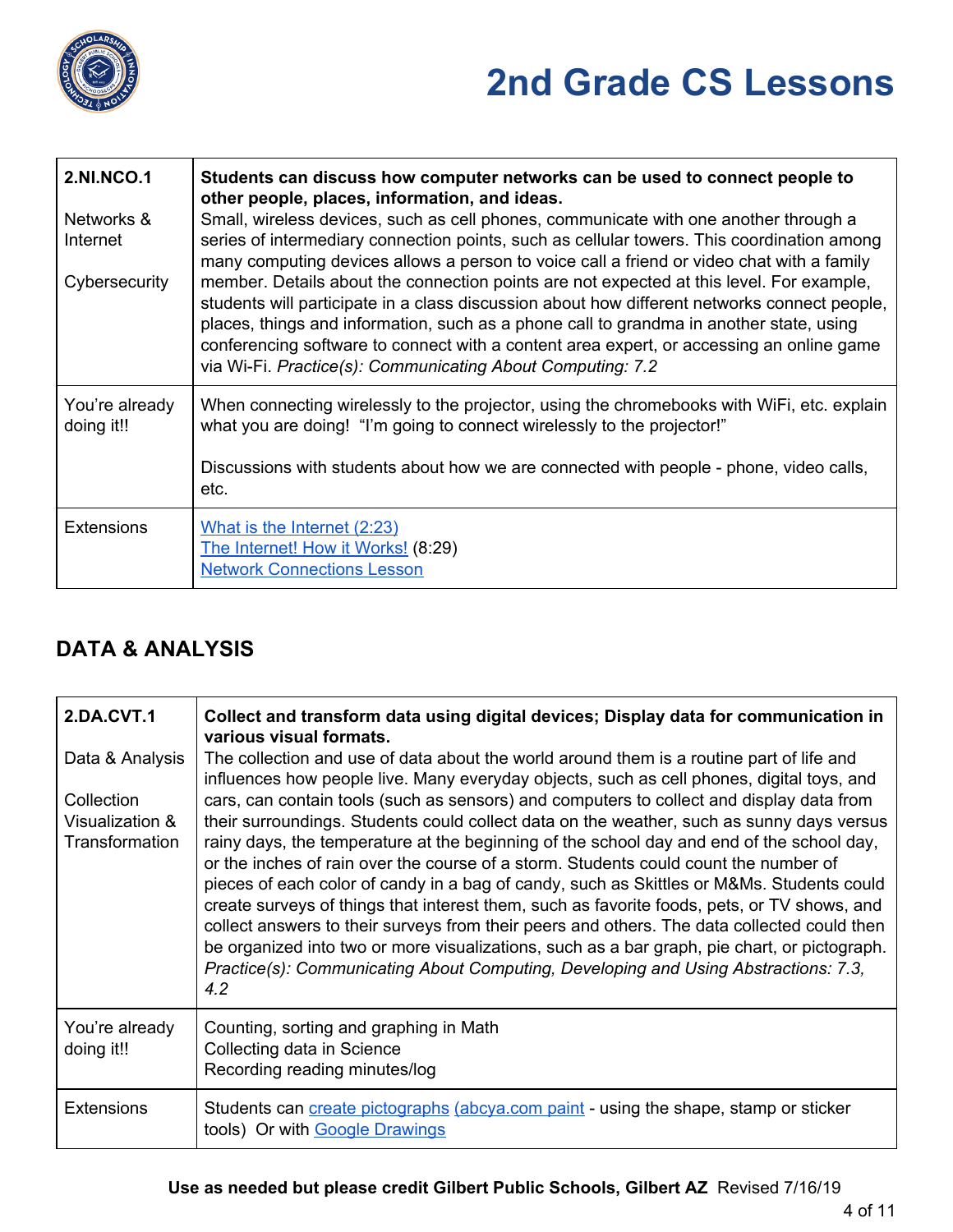# 2nd Grade CS Lessons

| **2.NI.NCO.1**<br><br>Networks & Internet<br><br>Cybersecurity | **Students can discuss how computer networks can be used to connect people to other people, places, information, and ideas.**<br>Small, wireless devices, such as cell phones, communicate with one another through a series of intermediary connection points, such as cellular towers. This coordination among many computing devices allows a person to voice call a friend or video chat with a family member. Details about the connection points are not expected at this level. For example, students will participate in a class discussion about how different networks connect people, places, things and information, such as a phone call to grandma in another state, using conferencing software to connect with a content area expert, or accessing an online game via Wi-Fi. *Practice(s): Communicating About Computing: 7.2* |
|---|---|
| You're already doing it!! | When connecting wirelessly to the projector, using the chromebooks with WiFi, etc. explain what you are doing! "I'm going to connect wirelessly to the projector!"<br><br>Discussions with students about how we are connected with people - phone, video calls, etc. |
| Extensions | What is the Internet (2:23)<br>The Internet! How it Works! (8:29)<br>Network Connections Lesson |

## DATA & ANALYSIS

| **2.DA.CVT.1**<br><br>Data & Analysis<br><br>Collection Visualization & Transformation | **Collect and transform data using digital devices; Display data for communication in various visual formats.**<br>The collection and use of data about the world around them is a routine part of life and influences how people live. Many everyday objects, such as cell phones, digital toys, and cars, can contain tools (such as sensors) and computers to collect and display data from their surroundings. Students could collect data on the weather, such as sunny days versus rainy days, the temperature at the beginning of the school day and end of the school day, or the inches of rain over the course of a storm. Students could count the number of pieces of each color of candy in a bag of candy, such as Skittles or M&Ms. Students could create surveys of things that interest them, such as favorite foods, pets, or TV shows, and collect answers to their surveys from their peers and others. The data collected could then be organized into two or more visualizations, such as a bar graph, pie chart, or pictograph. *Practice(s): Communicating About Computing, Developing and Using Abstractions: 7.3, 4.2* |
|---|---|
| You're already doing it!! | Counting, sorting and graphing in Math<br>Collecting data in Science<br>Recording reading minutes/log |
| Extensions | Students can create pictographs (abcya.com paint - using the shape, stamp or sticker tools) Or with Google Drawings |

**Use as needed but please credit Gilbert Public Schools, Gilbert AZ** Revised 7/16/19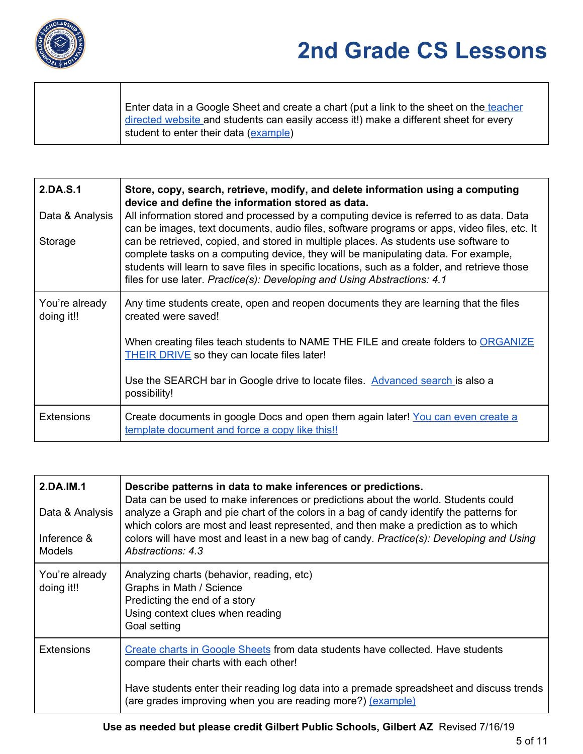# 2nd Grade CS Lessons

| | |
|---|---|
| | Enter data in a Google Sheet and create a chart (put a link to the sheet on the teacher directed website and students can easily access it!) make a different sheet for every student to enter their data (example) |

| | |
|---|---|
| **2.DA.S.1**<br><br>Data & Analysis<br><br>Storage | **Store, copy, search, retrieve, modify, and delete information using a computing device and define the information stored as data.**<br>All information stored and processed by a computing device is referred to as data. Data can be images, text documents, audio files, software programs or apps, video files, etc. It can be retrieved, copied, and stored in multiple places. As students use software to complete tasks on a computing device, they will be manipulating data. For example, students will learn to save files in specific locations, such as a folder, and retrieve those files for use later. *Practice(s): Developing and Using Abstractions: 4.1* |
| You're already doing it!! | Any time students create, open and reopen documents they are learning that the files created were saved!<br><br>When creating files teach students to NAME THE FILE and create folders to ORGANIZE THEIR DRIVE so they can locate files later!<br><br>Use the SEARCH bar in Google drive to locate files. Advanced search is also a possibility! |
| Extensions | Create documents in google Docs and open them again later! You can even create a template document and force a copy like this!! |

| | |
|---|---|
| **2.DA.IM.1**<br><br>Data & Analysis<br><br>Inference & Models | **Describe patterns in data to make inferences or predictions.**<br>Data can be used to make inferences or predictions about the world. Students could analyze a Graph and pie chart of the colors in a bag of candy identify the patterns for which colors are most and least represented, and then make a prediction as to which colors will have most and least in a new bag of candy. *Practice(s): Developing and Using Abstractions: 4.3* |
| You're already doing it!! | Analyzing charts (behavior, reading, etc)<br>Graphs in Math / Science<br>Predicting the end of a story<br>Using context clues when reading<br>Goal setting |
| Extensions | Create charts in Google Sheets from data students have collected. Have students compare their charts with each other!<br><br>Have students enter their reading log data into a premade spreadsheet and discuss trends (are grades improving when you are reading more?) (example) |

**Use as needed but please credit Gilbert Public Schools, Gilbert AZ** Revised 7/16/19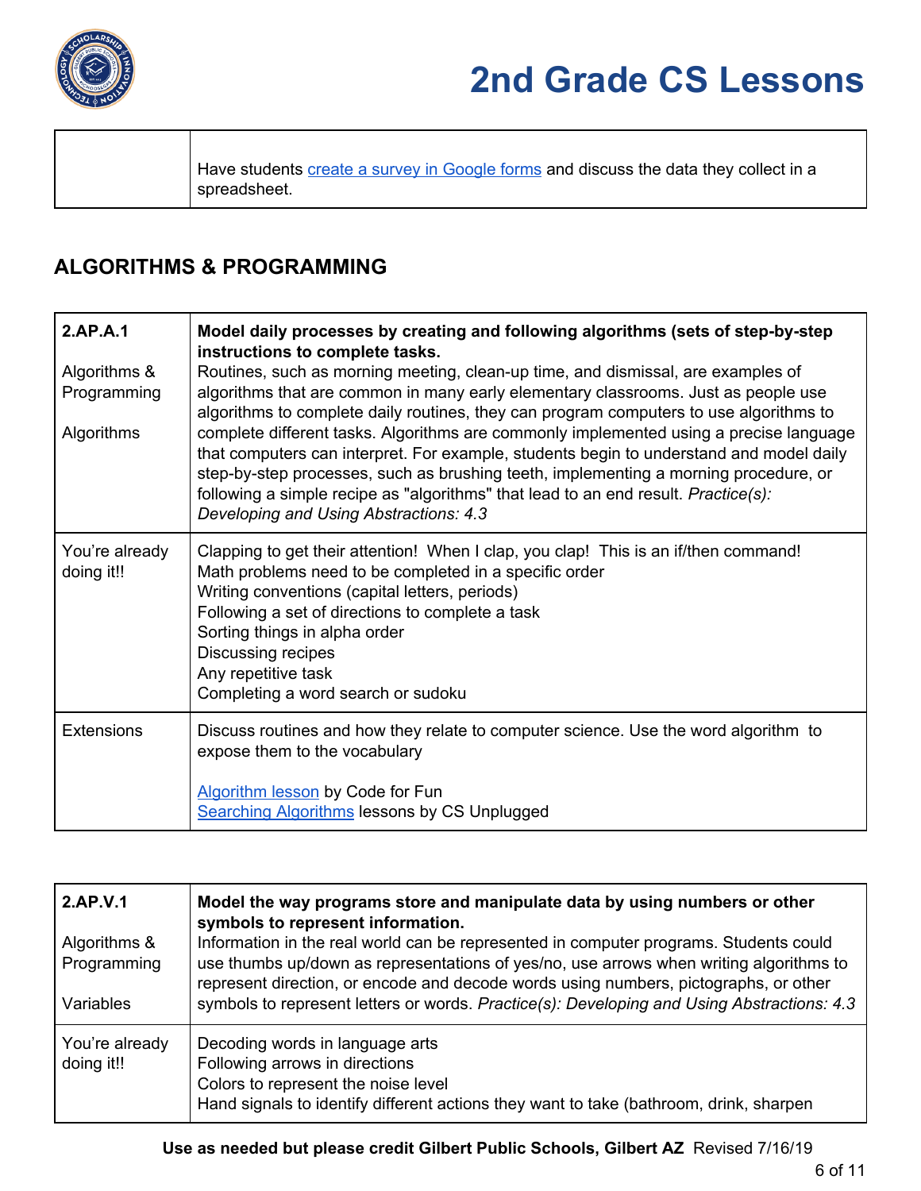| | |
|---|---|
| | Have students [create a survey in Google forms]() and discuss the data they collect in a spreadsheet. |

## ALGORITHMS & PROGRAMMING

| | |
|---|---|
| 2.AP.A.1<br><br>Algorithms & Programming<br><br>Algorithms | **Model daily processes by creating and following algorithms (sets of step-by-step instructions to complete tasks.**<br>Routines, such as morning meeting, clean-up time, and dismissal, are examples of algorithms that are common in many early elementary classrooms. Just as people use algorithms to complete daily routines, they can program computers to use algorithms to complete different tasks. Algorithms are commonly implemented using a precise language that computers can interpret. For example, students begin to understand and model daily step-by-step processes, such as brushing teeth, implementing a morning procedure, or following a simple recipe as "algorithms" that lead to an end result. *Practice(s): Developing and Using Abstractions: 4.3* |
| You're already doing it!! | Clapping to get their attention! When I clap, you clap! This is an if/then command!<br>Math problems need to be completed in a specific order<br>Writing conventions (capital letters, periods)<br>Following a set of directions to complete a task<br>Sorting things in alpha order<br>Discussing recipes<br>Any repetitive task<br>Completing a word search or sudoku |
| Extensions | Discuss routines and how they relate to computer science. Use the word algorithm to expose them to the vocabulary<br><br>[Algorithm lesson]() by Code for Fun<br>[Searching Algorithms]() lessons by CS Unplugged |

| | |
|---|---|
| 2.AP.V.1<br><br>Algorithms & Programming<br><br>Variables | **Model the way programs store and manipulate data by using numbers or other symbols to represent information.**<br>Information in the real world can be represented in computer programs. Students could use thumbs up/down as representations of yes/no, use arrows when writing algorithms to represent direction, or encode and decode words using numbers, pictographs, or other symbols to represent letters or words. *Practice(s): Developing and Using Abstractions: 4.3* |
| You're already doing it!! | Decoding words in language arts<br>Following arrows in directions<br>Colors to represent the noise level<br>Hand signals to identify different actions they want to take (bathroom, drink, sharpen |

**Use as needed but please credit Gilbert Public Schools, Gilbert AZ** Revised 7/16/19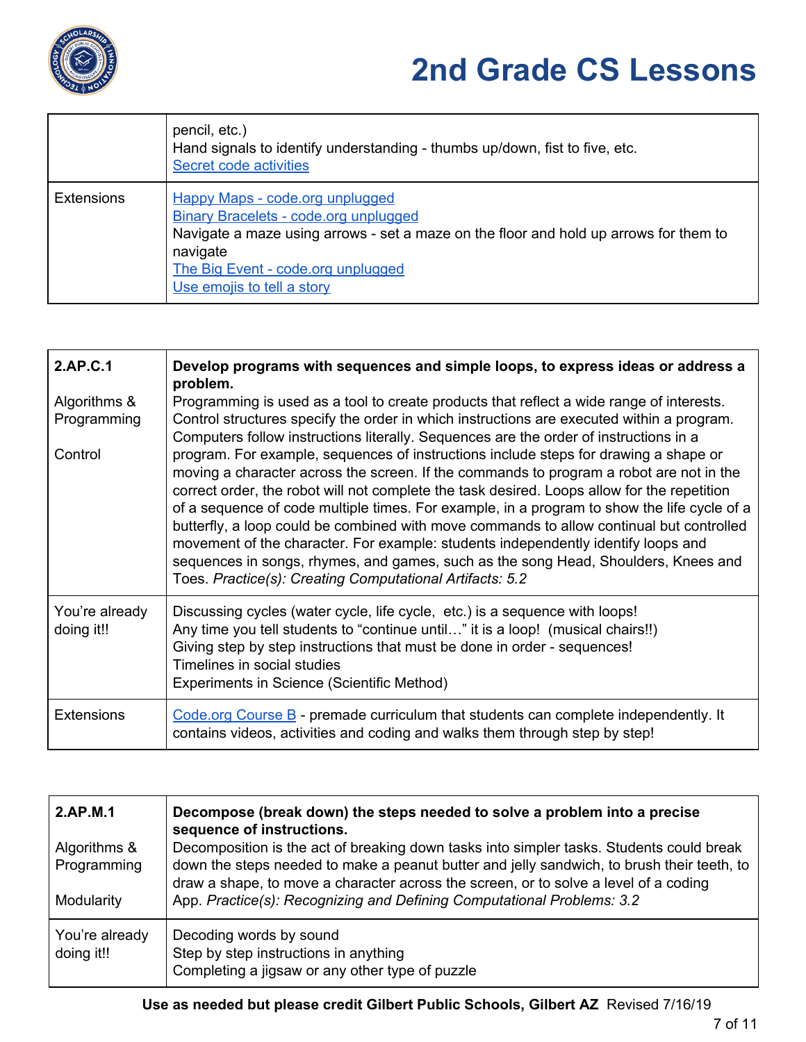# 2nd Grade CS Lessons

| | |
|---|---|
| | pencil, etc.)<br>Hand signals to identify understanding - thumbs up/down, fist to five, etc.<br>Secret code activities |
| Extensions | Happy Maps - code.org unplugged<br>Binary Bracelets - code.org unplugged<br>Navigate a maze using arrows - set a maze on the floor and hold up arrows for them to navigate<br>The Big Event - code.org unplugged<br>Use emojis to tell a story |

| **2.AP.C.1**<br><br>Algorithms & Programming<br><br>Control | **Develop programs with sequences and simple loops, to express ideas or address a problem.**<br>Programming is used as a tool to create products that reflect a wide range of interests. Control structures specify the order in which instructions are executed within a program. Computers follow instructions literally. Sequences are the order of instructions in a program. For example, sequences of instructions include steps for drawing a shape or moving a character across the screen. If the commands to program a robot are not in the correct order, the robot will not complete the task desired. Loops allow for the repetition of a sequence of code multiple times. For example, in a program to show the life cycle of a butterfly, a loop could be combined with move commands to allow continual but controlled movement of the character. For example: students independently identify loops and sequences in songs, rhymes, and games, such as the song Head, Shoulders, Knees and Toes. *Practice(s): Creating Computational Artifacts: 5.2* |
|---|---|
| You're already doing it!! | Discussing cycles (water cycle, life cycle, etc.) is a sequence with loops!<br>Any time you tell students to "continue until…" it is a loop! (musical chairs!!)<br>Giving step by step instructions that must be done in order - sequences!<br>Timelines in social studies<br>Experiments in Science (Scientific Method) |
| Extensions | Code.org Course B - premade curriculum that students can complete independently. It contains videos, activities and coding and walks them through step by step! |

| **2.AP.M.1**<br><br>Algorithms & Programming<br><br>Modularity | **Decompose (break down) the steps needed to solve a problem into a precise sequence of instructions.**<br>Decomposition is the act of breaking down tasks into simpler tasks. Students could break down the steps needed to make a peanut butter and jelly sandwich, to brush their teeth, to draw a shape, to move a character across the screen, or to solve a level of a coding App. *Practice(s): Recognizing and Defining Computational Problems: 3.2* |
|---|---|
| You're already doing it!! | Decoding words by sound<br>Step by step instructions in anything<br>Completing a jigsaw or any other type of puzzle |

**Use as needed but please credit Gilbert Public Schools, Gilbert AZ** Revised 7/16/19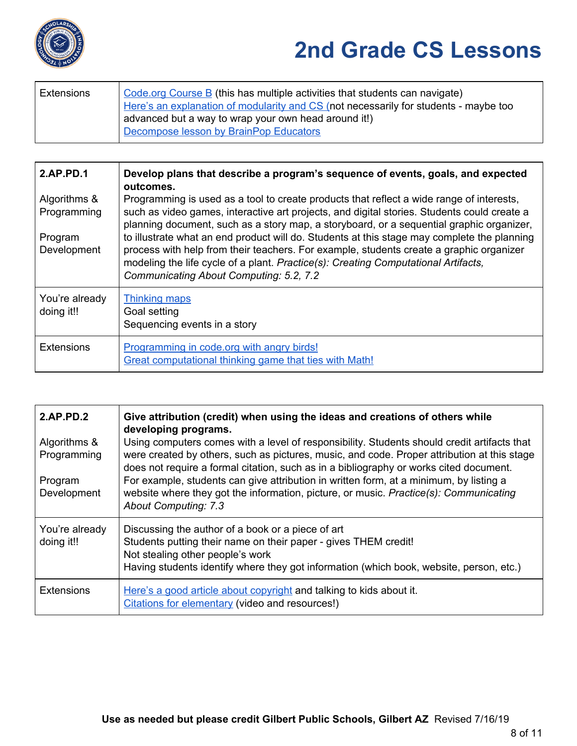# 2nd Grade CS Lessons

| | |
|---|---|
| Extensions | Code.org Course B (this has multiple activities that students can navigate)<br>Here's an explanation of modularity and CS (not necessarily for students - maybe too advanced but a way to wrap your own head around it!)<br>Decompose lesson by BrainPop Educators |

| | |
|---|---|
| **2.AP.PD.1**<br><br>Algorithms & Programming<br><br>Program Development | **Develop plans that describe a program's sequence of events, goals, and expected outcomes.**<br>Programming is used as a tool to create products that reflect a wide range of interests, such as video games, interactive art projects, and digital stories. Students could create a planning document, such as a story map, a storyboard, or a sequential graphic organizer, to illustrate what an end product will do. Students at this stage may complete the planning process with help from their teachers. For example, students create a graphic organizer modeling the life cycle of a plant. *Practice(s): Creating Computational Artifacts, Communicating About Computing: 5.2, 7.2* |
| You're already doing it!! | Thinking maps<br>Goal setting<br>Sequencing events in a story |
| Extensions | Programming in code.org with angry birds!<br>Great computational thinking game that ties with Math! |

| | |
|---|---|
| **2.AP.PD.2**<br><br>Algorithms & Programming<br><br>Program Development | **Give attribution (credit) when using the ideas and creations of others while developing programs.**<br>Using computers comes with a level of responsibility. Students should credit artifacts that were created by others, such as pictures, music, and code. Proper attribution at this stage does not require a formal citation, such as in a bibliography or works cited document. For example, students can give attribution in written form, at a minimum, by listing a website where they got the information, picture, or music. *Practice(s): Communicating About Computing: 7.3* |
| You're already doing it!! | Discussing the author of a book or a piece of art<br>Students putting their name on their paper - gives THEM credit!<br>Not stealing other people's work<br>Having students identify where they got information (which book, website, person, etc.) |
| Extensions | Here's a good article about copyright and talking to kids about it.<br>Citations for elementary (video and resources!) |

**Use as needed but please credit Gilbert Public Schools, Gilbert AZ** Revised 7/16/19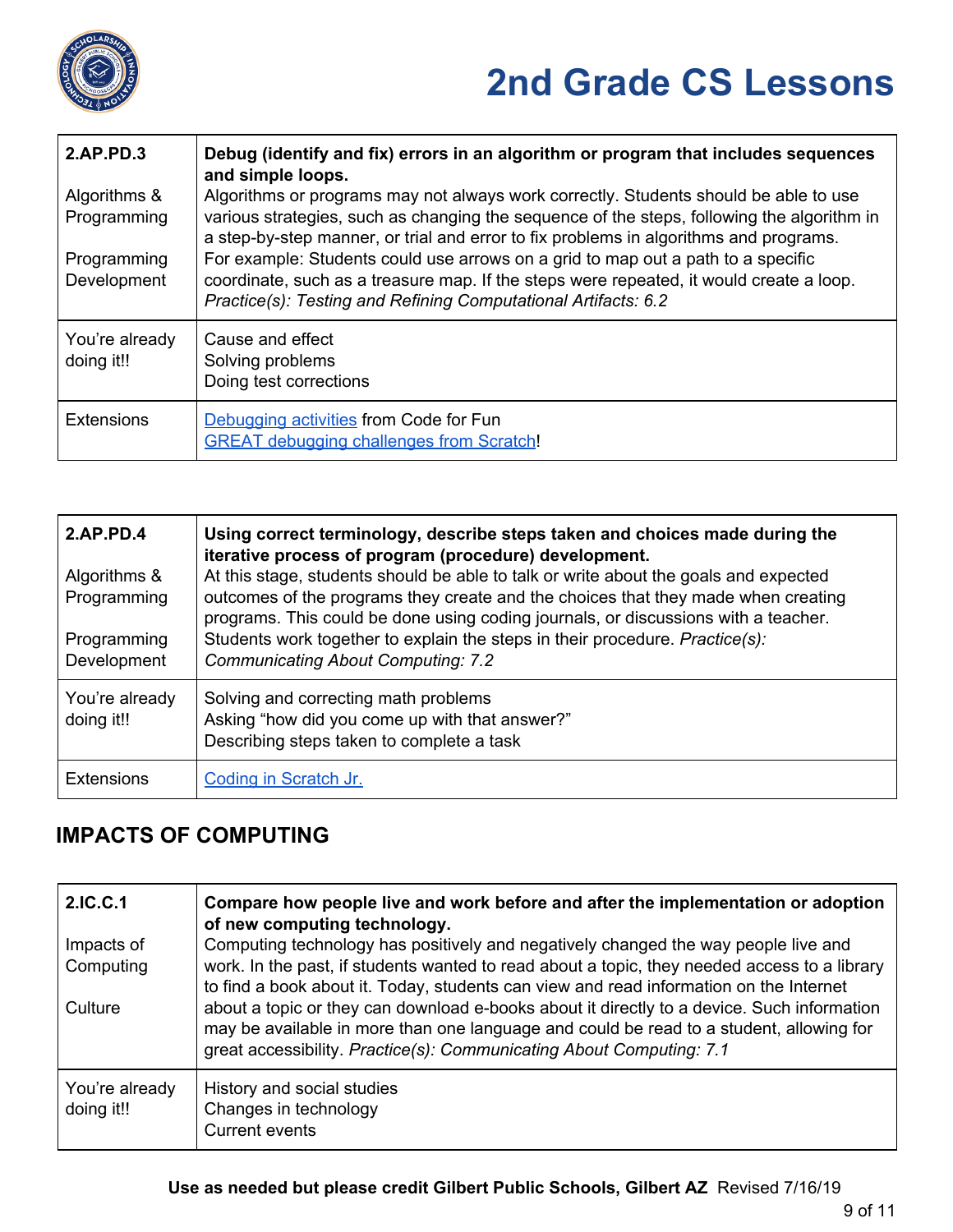| 2.AP.PD.3<br><br>Algorithms & Programming<br><br>Programming Development | **Debug (identify and fix) errors in an algorithm or program that includes sequences and simple loops.**<br>Algorithms or programs may not always work correctly. Students should be able to use various strategies, such as changing the sequence of the steps, following the algorithm in a step-by-step manner, or trial and error to fix problems in algorithms and programs. For example: Students could use arrows on a grid to map out a path to a specific coordinate, such as a treasure map. If the steps were repeated, it would create a loop. *Practice(s): Testing and Refining Computational Artifacts: 6.2* |
|---|---|
| You're already doing it!! | Cause and effect<br>Solving problems<br>Doing test corrections |
| Extensions | Debugging activities from Code for Fun<br>GREAT debugging challenges from Scratch! |

| 2.AP.PD.4<br><br>Algorithms & Programming<br><br>Programming Development | **Using correct terminology, describe steps taken and choices made during the iterative process of program (procedure) development.**<br>At this stage, students should be able to talk or write about the goals and expected outcomes of the programs they create and the choices that they made when creating programs. This could be done using coding journals, or discussions with a teacher. Students work together to explain the steps in their procedure. *Practice(s): Communicating About Computing: 7.2* |
|---|---|
| You're already doing it!! | Solving and correcting math problems<br>Asking "how did you come up with that answer?"<br>Describing steps taken to complete a task |
| Extensions | Coding in Scratch Jr. |

## IMPACTS OF COMPUTING

| 2.IC.C.1<br><br>Impacts of Computing<br><br>Culture | **Compare how people live and work before and after the implementation or adoption of new computing technology.**<br>Computing technology has positively and negatively changed the way people live and work. In the past, if students wanted to read about a topic, they needed access to a library to find a book about it. Today, students can view and read information on the Internet about a topic or they can download e-books about it directly to a device. Such information may be available in more than one language and could be read to a student, allowing for great accessibility. *Practice(s): Communicating About Computing: 7.1* |
|---|---|
| You're already doing it!! | History and social studies<br>Changes in technology<br>Current events |

**Use as needed but please credit Gilbert Public Schools, Gilbert AZ** Revised 7/16/19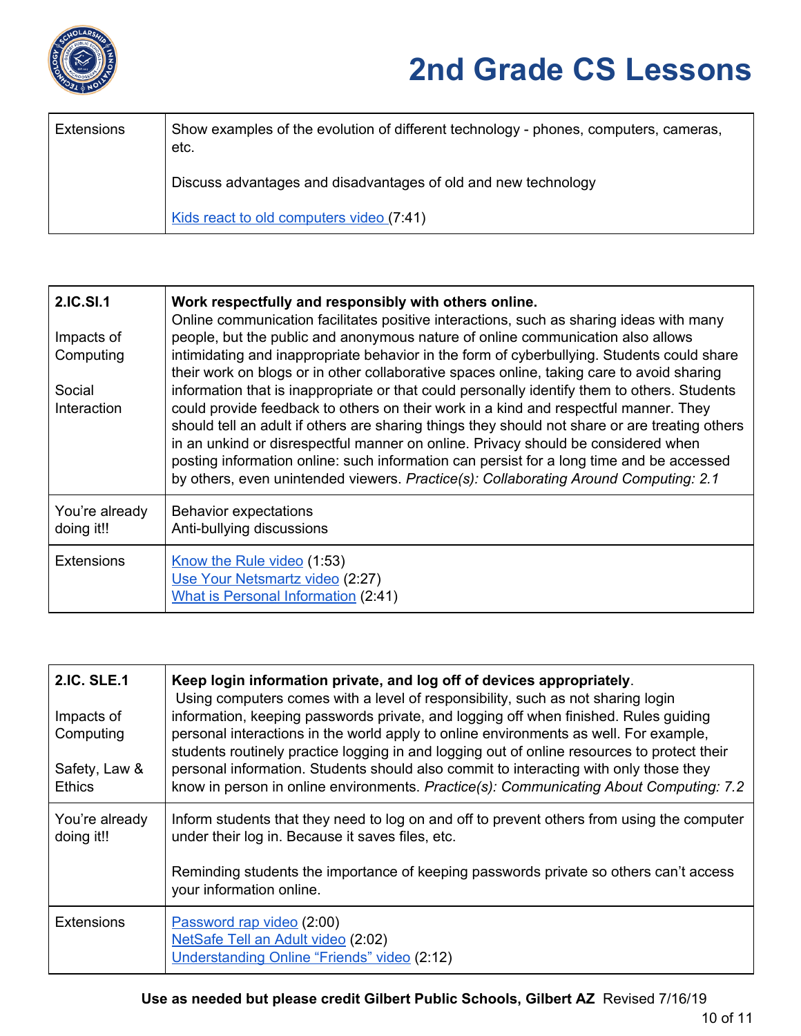# 2nd Grade CS Lessons

| Extensions | Show examples of the evolution of different technology - phones, computers, cameras, etc.<br><br>Discuss advantages and disadvantages of old and new technology<br><br>Kids react to old computers video (7:41) |
|---|---|

| 2.IC.SI.1<br><br>Impacts of Computing<br><br>Social Interaction | **Work respectfully and responsibly with others online.**<br>Online communication facilitates positive interactions, such as sharing ideas with many people, but the public and anonymous nature of online communication also allows intimidating and inappropriate behavior in the form of cyberbullying. Students could share their work on blogs or in other collaborative spaces online, taking care to avoid sharing information that is inappropriate or that could personally identify them to others. Students could provide feedback to others on their work in a kind and respectful manner. They should tell an adult if others are sharing things they should not share or are treating others in an unkind or disrespectful manner on online. Privacy should be considered when posting information online: such information can persist for a long time and be accessed by others, even unintended viewers. *Practice(s): Collaborating Around Computing: 2.1* |
|---|---|
| You're already doing it!! | Behavior expectations<br>Anti-bullying discussions |
| Extensions | Know the Rule video (1:53)<br>Use Your Netsmartz video (2:27)<br>What is Personal Information (2:41) |

| 2.IC. SLE.1<br><br>Impacts of Computing<br><br>Safety, Law & Ethics | **Keep login information private, and log off of devices appropriately**.<br>Using computers comes with a level of responsibility, such as not sharing login information, keeping passwords private, and logging off when finished. Rules guiding personal interactions in the world apply to online environments as well. For example, students routinely practice logging in and logging out of online resources to protect their personal information. Students should also commit to interacting with only those they know in person in online environments. *Practice(s): Communicating About Computing: 7.2* |
|---|---|
| You're already doing it!! | Inform students that they need to log on and off to prevent others from using the computer under their log in. Because it saves files, etc.<br><br>Reminding students the importance of keeping passwords private so others can't access your information online. |
| Extensions | Password rap video (2:00)<br>NetSafe Tell an Adult video (2:02)<br>Understanding Online "Friends" video (2:12) |

**Use as needed but please credit Gilbert Public Schools, Gilbert AZ** Revised 7/16/19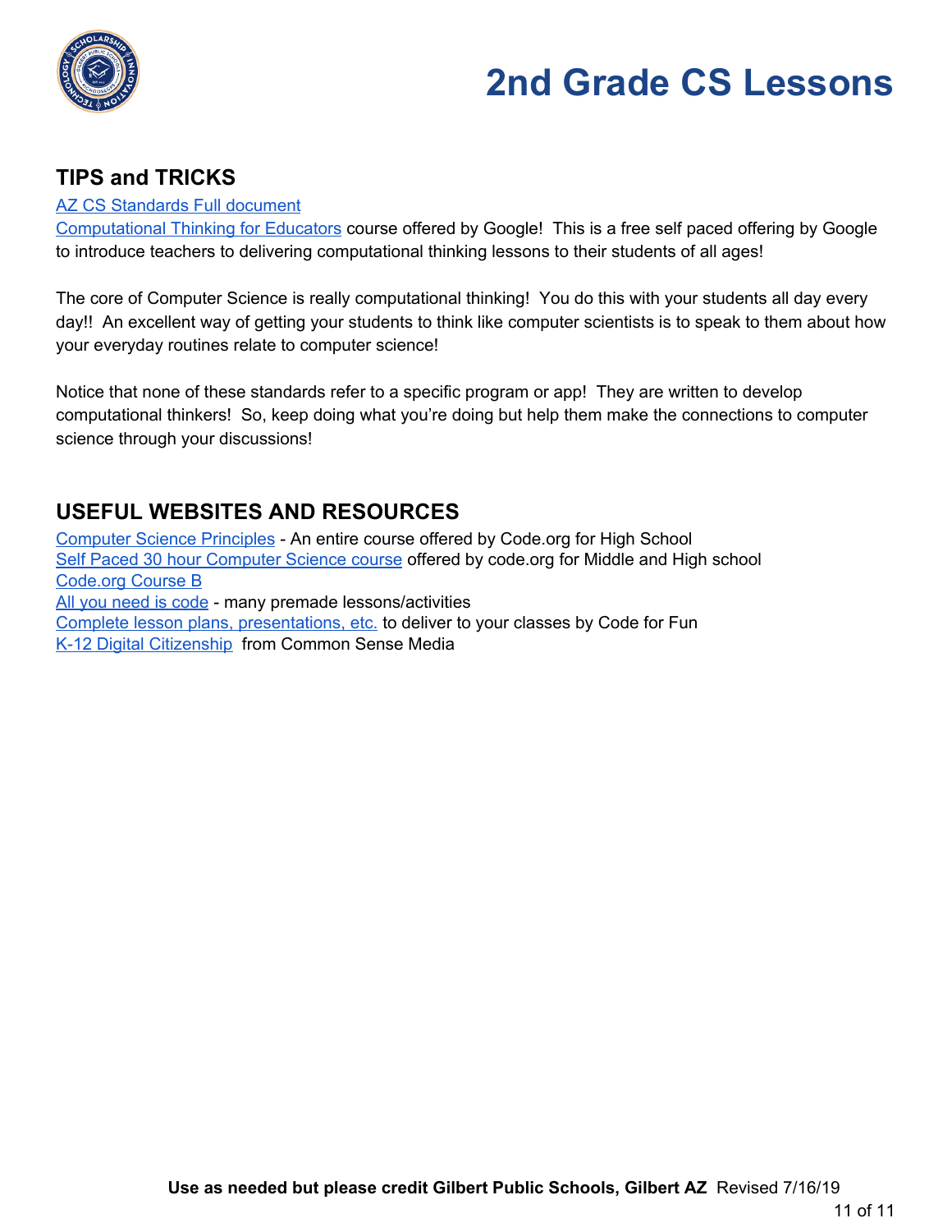# 2nd Grade CS Lessons

## TIPS and TRICKS

AZ CS Standards Full document
Computational Thinking for Educators course offered by Google! This is a free self paced offering by Google to introduce teachers to delivering computational thinking lessons to their students of all ages!

The core of Computer Science is really computational thinking! You do this with your students all day every day!! An excellent way of getting your students to think like computer scientists is to speak to them about how your everyday routines relate to computer science!

Notice that none of these standards refer to a specific program or app! They are written to develop computational thinkers! So, keep doing what you're doing but help them make the connections to computer science through your discussions!

## USEFUL WEBSITES AND RESOURCES

Computer Science Principles - An entire course offered by Code.org for High School
Self Paced 30 hour Computer Science course offered by code.org for Middle and High school
Code.org Course B
All you need is code - many premade lessons/activities
Complete lesson plans, presentations, etc. to deliver to your classes by Code for Fun
K-12 Digital Citizenship from Common Sense Media

**Use as needed but please credit Gilbert Public Schools, Gilbert AZ** Revised 7/16/19